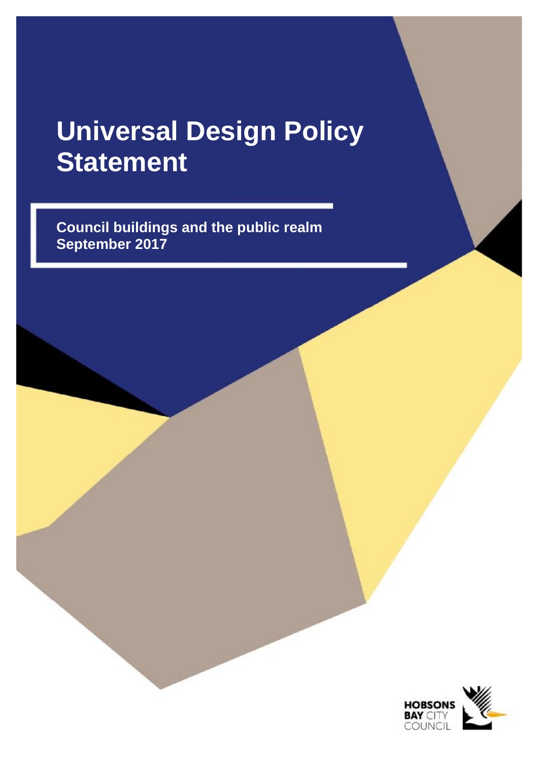# Universal Design Policy Statement

**Council buildings and the public realm**
**September 2017**

HOBSONS BAY CITY COUNCIL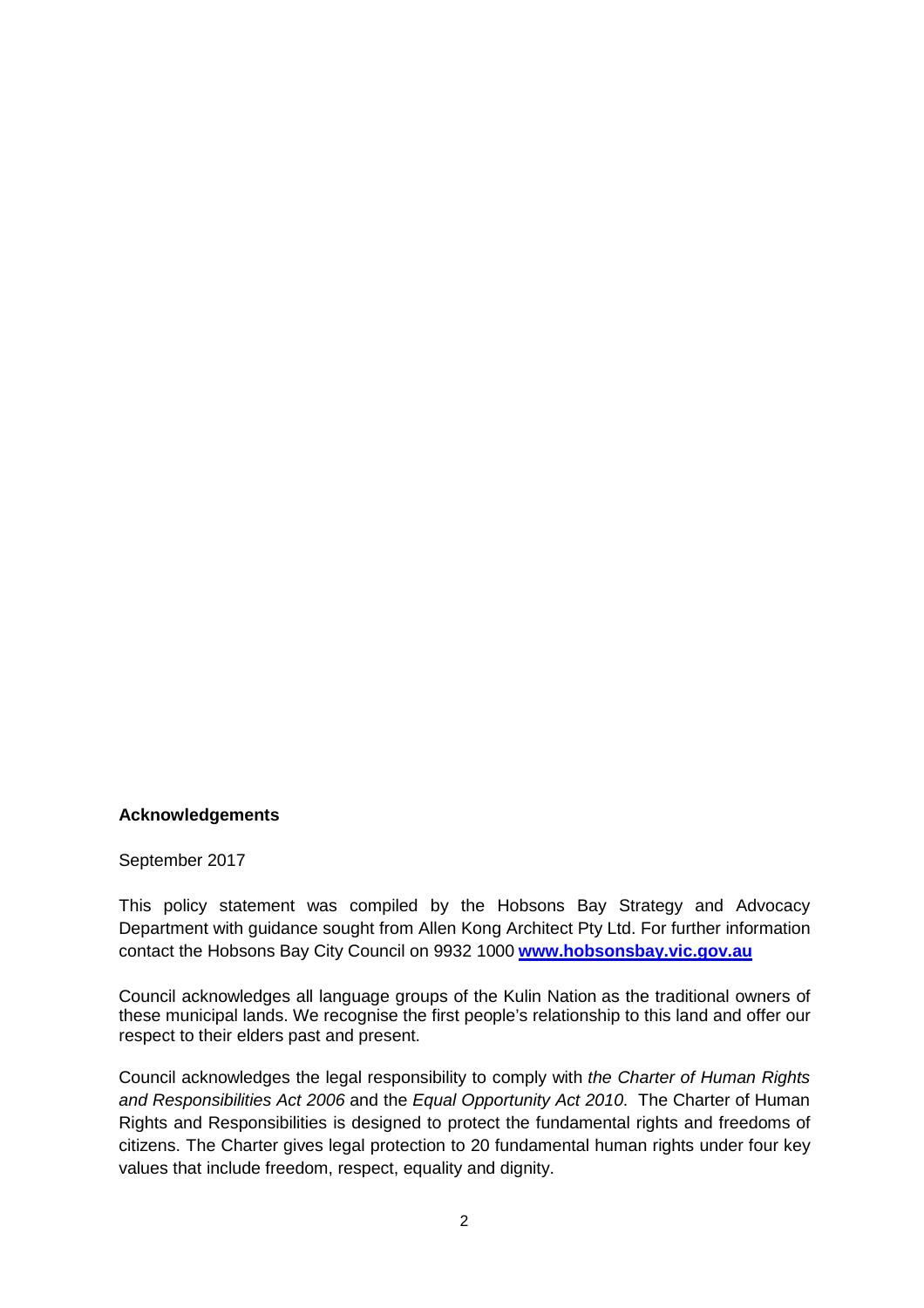**Acknowledgements**

September 2017

This policy statement was compiled by the Hobsons Bay Strategy and Advocacy Department with guidance sought from Allen Kong Architect Pty Ltd. For further information contact the Hobsons Bay City Council on 9932 1000 **[www.hobsonsbay.vic.gov.au](http://www.hobsonsbay.vic.gov.au)**

Council acknowledges all language groups of the Kulin Nation as the traditional owners of these municipal lands. We recognise the first people's relationship to this land and offer our respect to their elders past and present.

Council acknowledges the legal responsibility to comply with *the Charter of Human Rights and Responsibilities Act 2006* and the *Equal Opportunity Act 2010*. The Charter of Human Rights and Responsibilities is designed to protect the fundamental rights and freedoms of citizens. The Charter gives legal protection to 20 fundamental human rights under four key values that include freedom, respect, equality and dignity.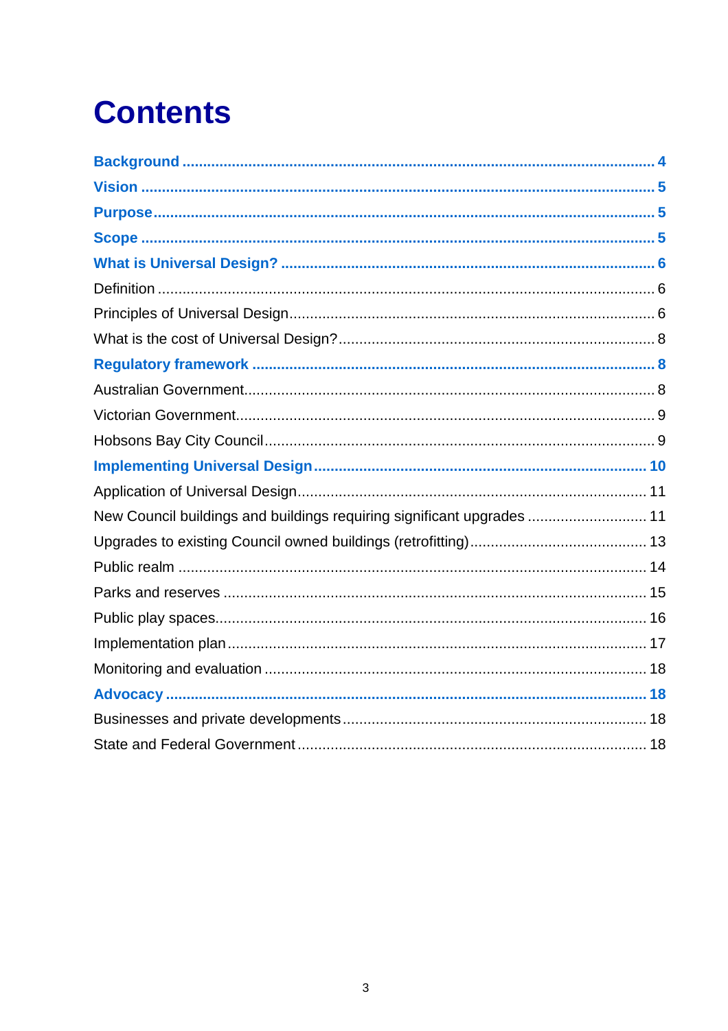# Contents

**Background** 4

**Vision** 5

**Purpose** 5

**Scope** 5

**What is Universal Design?** 6

Definition 6

Principles of Universal Design 6

What is the cost of Universal Design? 8

**Regulatory framework** 8

Australian Government 8

Victorian Government 9

Hobsons Bay City Council 9

**Implementing Universal Design** 10

Application of Universal Design 11

New Council buildings and buildings requiring significant upgrades 11

Upgrades to existing Council owned buildings (retrofitting) 13

Public realm 14

Parks and reserves 15

Public play spaces 16

Implementation plan 17

Monitoring and evaluation 18

**Advocacy** 18

Businesses and private developments 18

State and Federal Government 18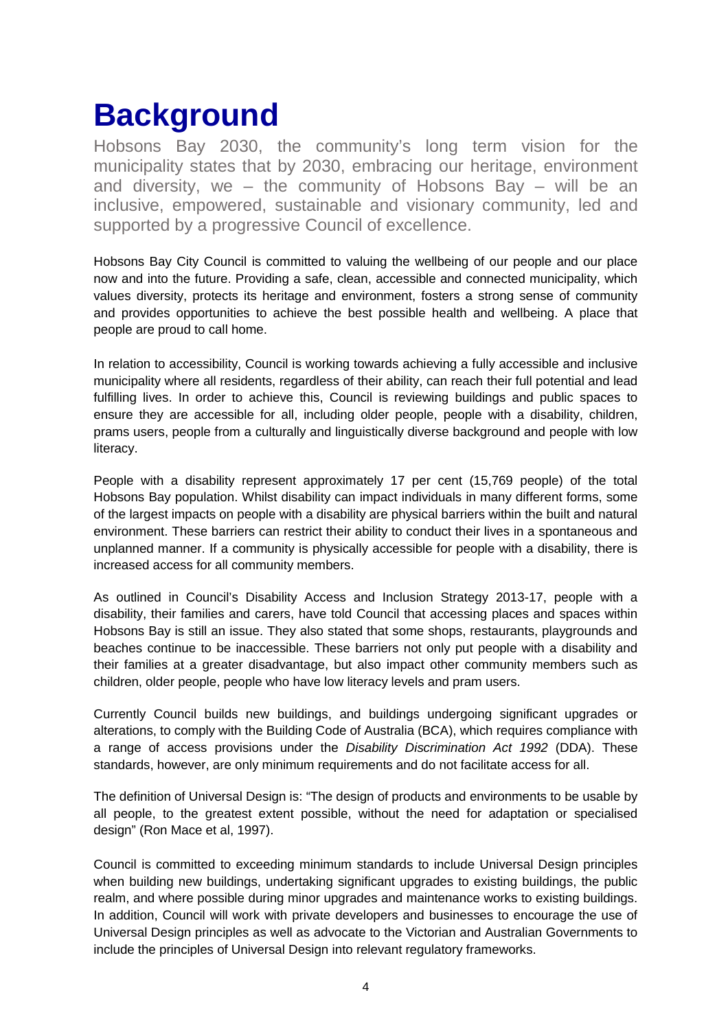# Background

Hobsons Bay 2030, the community's long term vision for the municipality states that by 2030, embracing our heritage, environment and diversity, we – the community of Hobsons Bay – will be an inclusive, empowered, sustainable and visionary community, led and supported by a progressive Council of excellence.

Hobsons Bay City Council is committed to valuing the wellbeing of our people and our place now and into the future. Providing a safe, clean, accessible and connected municipality, which values diversity, protects its heritage and environment, fosters a strong sense of community and provides opportunities to achieve the best possible health and wellbeing. A place that people are proud to call home.

In relation to accessibility, Council is working towards achieving a fully accessible and inclusive municipality where all residents, regardless of their ability, can reach their full potential and lead fulfilling lives. In order to achieve this, Council is reviewing buildings and public spaces to ensure they are accessible for all, including older people, people with a disability, children, prams users, people from a culturally and linguistically diverse background and people with low literacy.

People with a disability represent approximately 17 per cent (15,769 people) of the total Hobsons Bay population. Whilst disability can impact individuals in many different forms, some of the largest impacts on people with a disability are physical barriers within the built and natural environment. These barriers can restrict their ability to conduct their lives in a spontaneous and unplanned manner. If a community is physically accessible for people with a disability, there is increased access for all community members.

As outlined in Council's Disability Access and Inclusion Strategy 2013-17, people with a disability, their families and carers, have told Council that accessing places and spaces within Hobsons Bay is still an issue. They also stated that some shops, restaurants, playgrounds and beaches continue to be inaccessible. These barriers not only put people with a disability and their families at a greater disadvantage, but also impact other community members such as children, older people, people who have low literacy levels and pram users.

Currently Council builds new buildings, and buildings undergoing significant upgrades or alterations, to comply with the Building Code of Australia (BCA), which requires compliance with a range of access provisions under the *Disability Discrimination Act 1992* (DDA). These standards, however, are only minimum requirements and do not facilitate access for all.

The definition of Universal Design is: "The design of products and environments to be usable by all people, to the greatest extent possible, without the need for adaptation or specialised design" (Ron Mace et al, 1997).

Council is committed to exceeding minimum standards to include Universal Design principles when building new buildings, undertaking significant upgrades to existing buildings, the public realm, and where possible during minor upgrades and maintenance works to existing buildings. In addition, Council will work with private developers and businesses to encourage the use of Universal Design principles as well as advocate to the Victorian and Australian Governments to include the principles of Universal Design into relevant regulatory frameworks.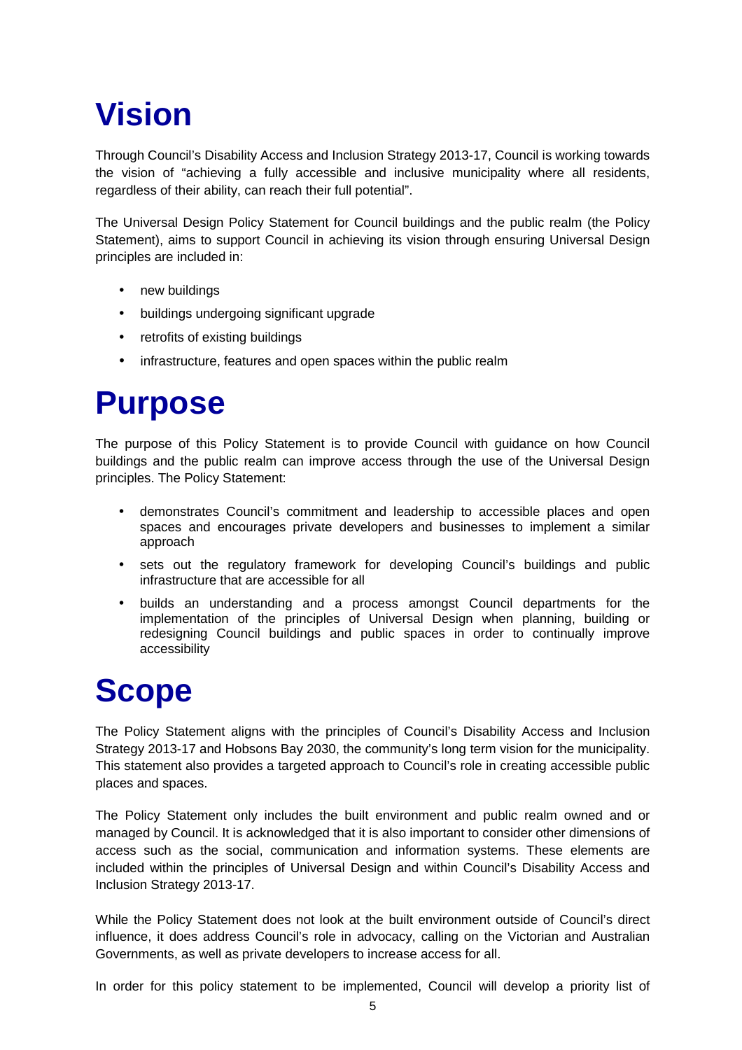# Vision

Through Council's Disability Access and Inclusion Strategy 2013-17, Council is working towards the vision of "achieving a fully accessible and inclusive municipality where all residents, regardless of their ability, can reach their full potential".

The Universal Design Policy Statement for Council buildings and the public realm (the Policy Statement), aims to support Council in achieving its vision through ensuring Universal Design principles are included in:

- new buildings
- buildings undergoing significant upgrade
- retrofits of existing buildings
- infrastructure, features and open spaces within the public realm

# Purpose

The purpose of this Policy Statement is to provide Council with guidance on how Council buildings and the public realm can improve access through the use of the Universal Design principles. The Policy Statement:

- demonstrates Council's commitment and leadership to accessible places and open spaces and encourages private developers and businesses to implement a similar approach
- sets out the regulatory framework for developing Council's buildings and public infrastructure that are accessible for all
- builds an understanding and a process amongst Council departments for the implementation of the principles of Universal Design when planning, building or redesigning Council buildings and public spaces in order to continually improve accessibility

# Scope

The Policy Statement aligns with the principles of Council's Disability Access and Inclusion Strategy 2013-17 and Hobsons Bay 2030, the community's long term vision for the municipality. This statement also provides a targeted approach to Council's role in creating accessible public places and spaces.

The Policy Statement only includes the built environment and public realm owned and or managed by Council. It is acknowledged that it is also important to consider other dimensions of access such as the social, communication and information systems. These elements are included within the principles of Universal Design and within Council's Disability Access and Inclusion Strategy 2013-17.

While the Policy Statement does not look at the built environment outside of Council's direct influence, it does address Council's role in advocacy, calling on the Victorian and Australian Governments, as well as private developers to increase access for all.

In order for this policy statement to be implemented, Council will develop a priority list of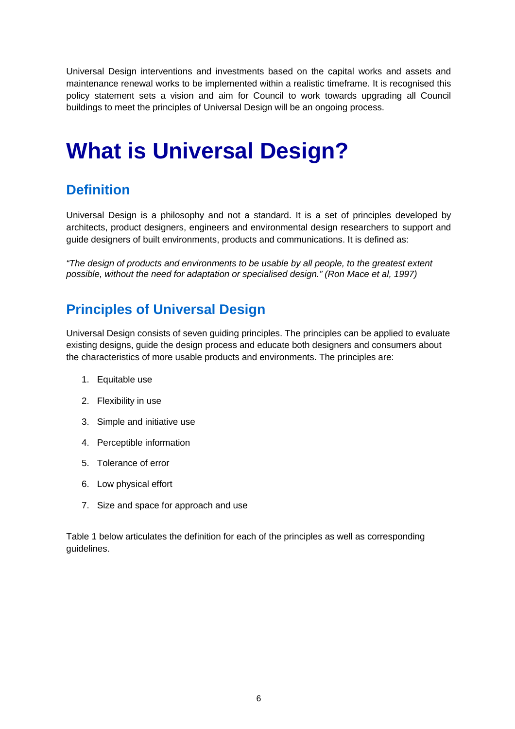Universal Design interventions and investments based on the capital works and assets and maintenance renewal works to be implemented within a realistic timeframe. It is recognised this policy statement sets a vision and aim for Council to work towards upgrading all Council buildings to meet the principles of Universal Design will be an ongoing process.

# What is Universal Design?

## Definition

Universal Design is a philosophy and not a standard. It is a set of principles developed by architects, product designers, engineers and environmental design researchers to support and guide designers of built environments, products and communications. It is defined as:

*"The design of products and environments to be usable by all people, to the greatest extent possible, without the need for adaptation or specialised design." (Ron Mace et al, 1997)*

## Principles of Universal Design

Universal Design consists of seven guiding principles. The principles can be applied to evaluate existing designs, guide the design process and educate both designers and consumers about the characteristics of more usable products and environments. The principles are:

1. Equitable use
2. Flexibility in use
3. Simple and initiative use
4. Perceptible information
5. Tolerance of error
6. Low physical effort
7. Size and space for approach and use

Table 1 below articulates the definition for each of the principles as well as corresponding guidelines.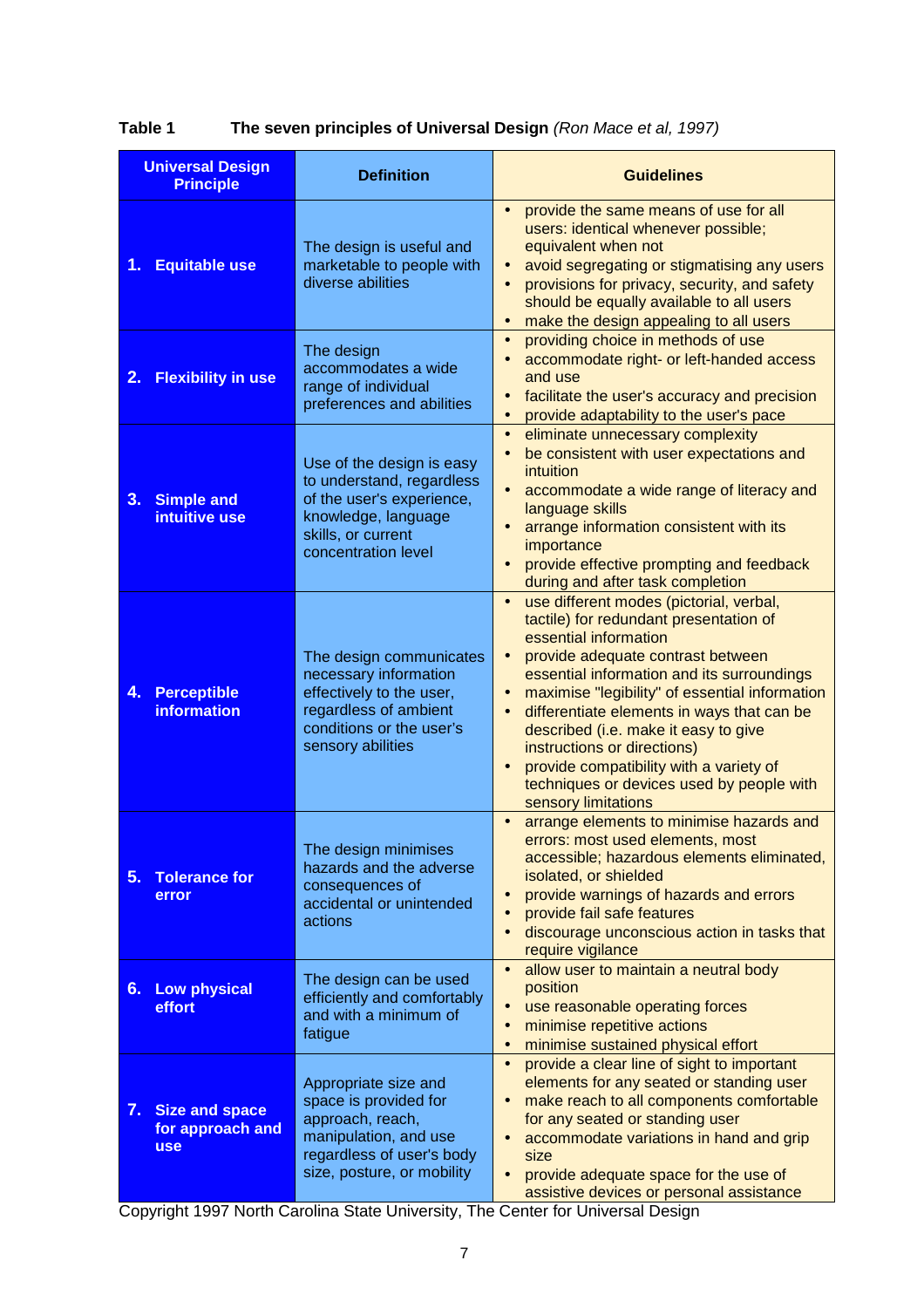**Table 1 The seven principles of Universal Design** *(Ron Mace et al, 1997)*

| Universal Design Principle | Definition | Guidelines |
|---|---|---|
| **1. Equitable use** | The design is useful and marketable to people with diverse abilities | • provide the same means of use for all users: identical whenever possible; equivalent when not<br>• avoid segregating or stigmatising any users<br>• provisions for privacy, security, and safety should be equally available to all users<br>• make the design appealing to all users |
| **2. Flexibility in use** | The design accommodates a wide range of individual preferences and abilities | • providing choice in methods of use<br>• accommodate right- or left-handed access and use<br>• facilitate the user's accuracy and precision<br>• provide adaptability to the user's pace |
| **3. Simple and intuitive use** | Use of the design is easy to understand, regardless of the user's experience, knowledge, language skills, or current concentration level | • eliminate unnecessary complexity<br>• be consistent with user expectations and intuition<br>• accommodate a wide range of literacy and language skills<br>• arrange information consistent with its importance<br>• provide effective prompting and feedback during and after task completion |
| **4. Perceptible information** | The design communicates necessary information effectively to the user, regardless of ambient conditions or the user's sensory abilities | • use different modes (pictorial, verbal, tactile) for redundant presentation of essential information<br>• provide adequate contrast between essential information and its surroundings<br>• maximise "legibility" of essential information<br>• differentiate elements in ways that can be described (i.e. make it easy to give instructions or directions)<br>• provide compatibility with a variety of techniques or devices used by people with sensory limitations |
| **5. Tolerance for error** | The design minimises hazards and the adverse consequences of accidental or unintended actions | • arrange elements to minimise hazards and errors: most used elements, most accessible; hazardous elements eliminated, isolated, or shielded<br>• provide warnings of hazards and errors<br>• provide fail safe features<br>• discourage unconscious action in tasks that require vigilance |
| **6. Low physical effort** | The design can be used efficiently and comfortably and with a minimum of fatigue | • allow user to maintain a neutral body position<br>• use reasonable operating forces<br>• minimise repetitive actions<br>• minimise sustained physical effort |
| **7. Size and space for approach and use** | Appropriate size and space is provided for approach, reach, manipulation, and use regardless of user's body size, posture, or mobility | • provide a clear line of sight to important elements for any seated or standing user<br>• make reach to all components comfortable for any seated or standing user<br>• accommodate variations in hand and grip size<br>• provide adequate space for the use of assistive devices or personal assistance |

Copyright 1997 North Carolina State University, The Center for Universal Design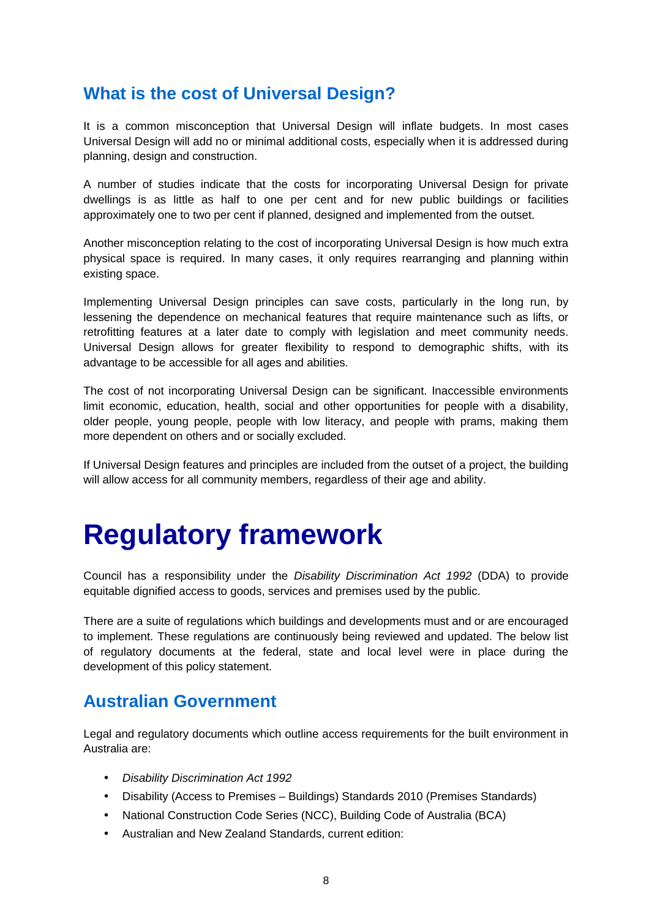## What is the cost of Universal Design?

It is a common misconception that Universal Design will inflate budgets. In most cases Universal Design will add no or minimal additional costs, especially when it is addressed during planning, design and construction.

A number of studies indicate that the costs for incorporating Universal Design for private dwellings is as little as half to one per cent and for new public buildings or facilities approximately one to two per cent if planned, designed and implemented from the outset.

Another misconception relating to the cost of incorporating Universal Design is how much extra physical space is required. In many cases, it only requires rearranging and planning within existing space.

Implementing Universal Design principles can save costs, particularly in the long run, by lessening the dependence on mechanical features that require maintenance such as lifts, or retrofitting features at a later date to comply with legislation and meet community needs. Universal Design allows for greater flexibility to respond to demographic shifts, with its advantage to be accessible for all ages and abilities.

The cost of not incorporating Universal Design can be significant. Inaccessible environments limit economic, education, health, social and other opportunities for people with a disability, older people, young people, people with low literacy, and people with prams, making them more dependent on others and or socially excluded.

If Universal Design features and principles are included from the outset of a project, the building will allow access for all community members, regardless of their age and ability.

# Regulatory framework

Council has a responsibility under the *Disability Discrimination Act 1992* (DDA) to provide equitable dignified access to goods, services and premises used by the public.

There are a suite of regulations which buildings and developments must and or are encouraged to implement. These regulations are continuously being reviewed and updated. The below list of regulatory documents at the federal, state and local level were in place during the development of this policy statement.

## Australian Government

Legal and regulatory documents which outline access requirements for the built environment in Australia are:

- *Disability Discrimination Act 1992*
- Disability (Access to Premises – Buildings) Standards 2010 (Premises Standards)
- National Construction Code Series (NCC), Building Code of Australia (BCA)
- Australian and New Zealand Standards, current edition: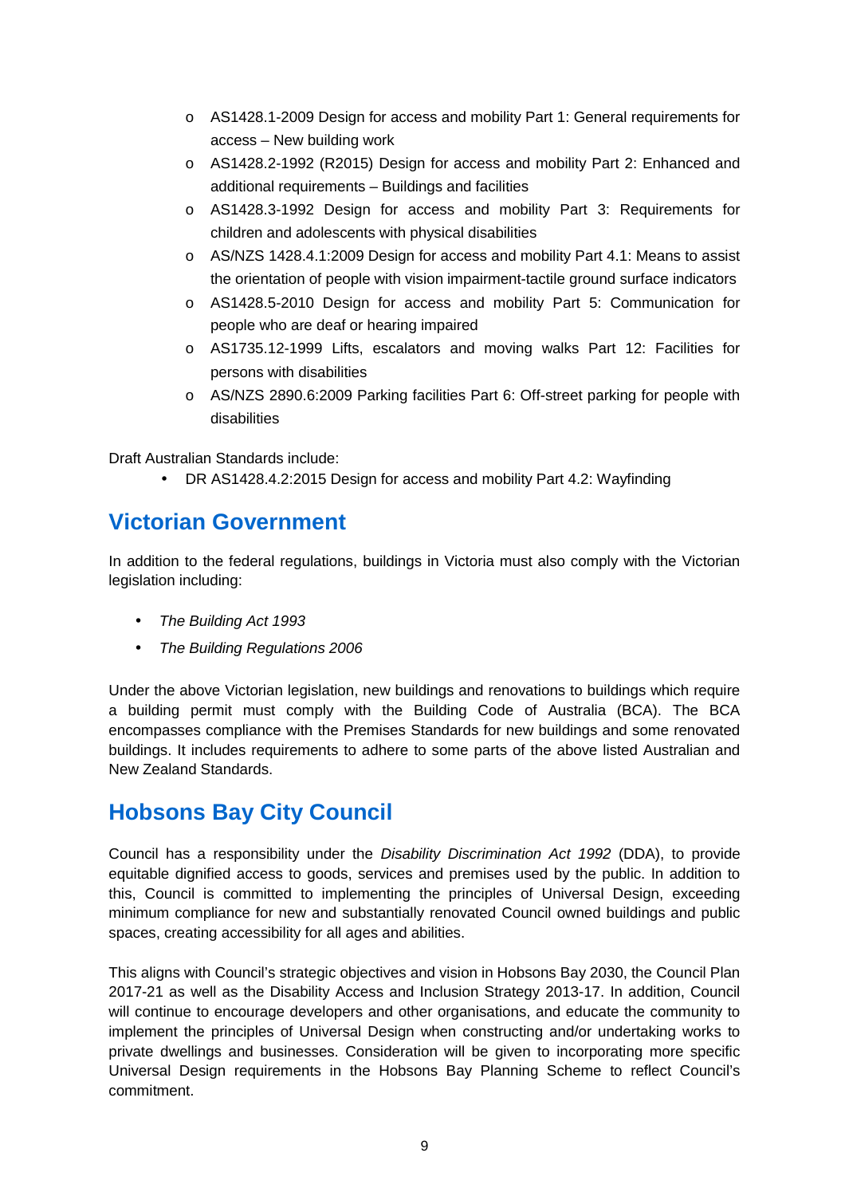- AS1428.1-2009 Design for access and mobility Part 1: General requirements for access – New building work
  - AS1428.2-1992 (R2015) Design for access and mobility Part 2: Enhanced and additional requirements – Buildings and facilities
  - AS1428.3-1992 Design for access and mobility Part 3: Requirements for children and adolescents with physical disabilities
  - AS/NZS 1428.4.1:2009 Design for access and mobility Part 4.1: Means to assist the orientation of people with vision impairment-tactile ground surface indicators
  - AS1428.5-2010 Design for access and mobility Part 5: Communication for people who are deaf or hearing impaired
  - AS1735.12-1999 Lifts, escalators and moving walks Part 12: Facilities for persons with disabilities
  - AS/NZS 2890.6:2009 Parking facilities Part 6: Off-street parking for people with disabilities

Draft Australian Standards include:

- DR AS1428.4.2:2015 Design for access and mobility Part 4.2: Wayfinding

## Victorian Government

In addition to the federal regulations, buildings in Victoria must also comply with the Victorian legislation including:

- *The Building Act 1993*
- *The Building Regulations 2006*

Under the above Victorian legislation, new buildings and renovations to buildings which require a building permit must comply with the Building Code of Australia (BCA). The BCA encompasses compliance with the Premises Standards for new buildings and some renovated buildings. It includes requirements to adhere to some parts of the above listed Australian and New Zealand Standards.

## Hobsons Bay City Council

Council has a responsibility under the *Disability Discrimination Act 1992* (DDA), to provide equitable dignified access to goods, services and premises used by the public. In addition to this, Council is committed to implementing the principles of Universal Design, exceeding minimum compliance for new and substantially renovated Council owned buildings and public spaces, creating accessibility for all ages and abilities.

This aligns with Council's strategic objectives and vision in Hobsons Bay 2030, the Council Plan 2017-21 as well as the Disability Access and Inclusion Strategy 2013-17. In addition, Council will continue to encourage developers and other organisations, and educate the community to implement the principles of Universal Design when constructing and/or undertaking works to private dwellings and businesses. Consideration will be given to incorporating more specific Universal Design requirements in the Hobsons Bay Planning Scheme to reflect Council's commitment.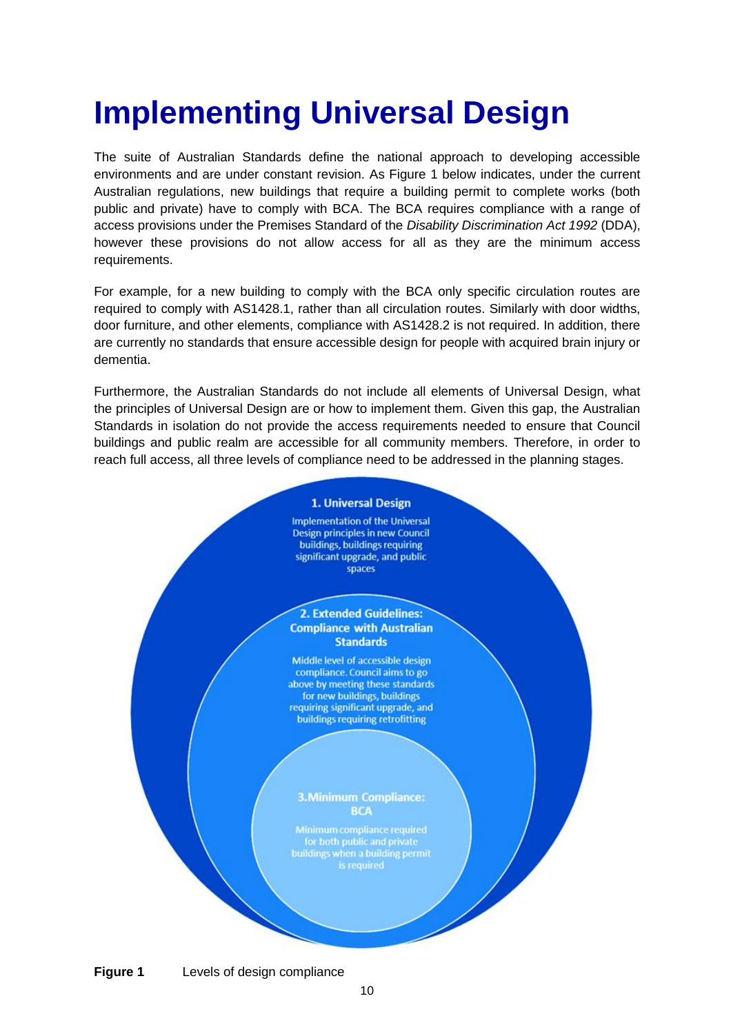# Implementing Universal Design

The suite of Australian Standards define the national approach to developing accessible environments and are under constant revision. As Figure 1 below indicates, under the current Australian regulations, new buildings that require a building permit to complete works (both public and private) have to comply with BCA. The BCA requires compliance with a range of access provisions under the Premises Standard of the *Disability Discrimination Act 1992* (DDA), however these provisions do not allow access for all as they are the minimum access requirements.

For example, for a new building to comply with the BCA only specific circulation routes are required to comply with AS1428.1, rather than all circulation routes. Similarly with door widths, door furniture, and other elements, compliance with AS1428.2 is not required. In addition, there are currently no standards that ensure accessible design for people with acquired brain injury or dementia.

Furthermore, the Australian Standards do not include all elements of Universal Design, what the principles of Universal Design are or how to implement them. Given this gap, the Australian Standards in isolation do not provide the access requirements needed to ensure that Council buildings and public realm are accessible for all community members. Therefore, in order to reach full access, all three levels of compliance need to be addressed in the planning stages.

**1. Universal Design**

Implementation of the Universal Design principles in new Council buildings, buildings requiring significant upgrade, and public spaces

**2. Extended Guidelines: Compliance with Australian Standards**

Middle level of accessible design compliance. Council aims to go above by meeting these standards for new buildings, buildings requiring significant upgrade, and buildings requiring retrofitting

**3. Minimum Compliance: BCA**

Minimum compliance required for both public and private buildings when a building permit is required

**Figure 1** Levels of design compliance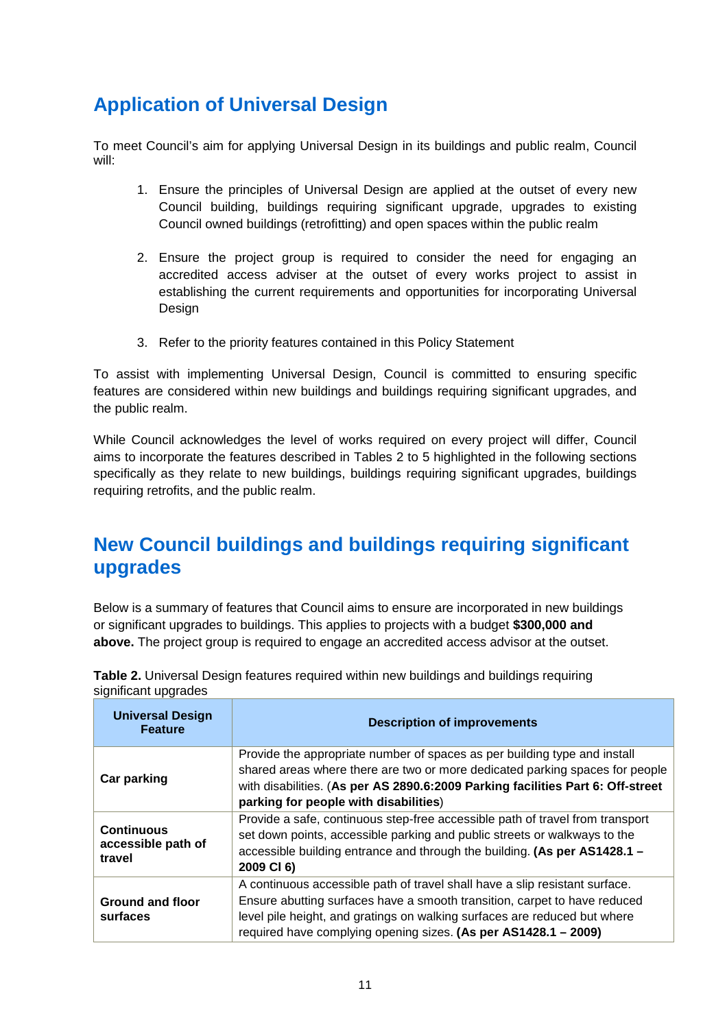## Application of Universal Design

To meet Council's aim for applying Universal Design in its buildings and public realm, Council will:

1. Ensure the principles of Universal Design are applied at the outset of every new Council building, buildings requiring significant upgrade, upgrades to existing Council owned buildings (retrofitting) and open spaces within the public realm

2. Ensure the project group is required to consider the need for engaging an accredited access adviser at the outset of every works project to assist in establishing the current requirements and opportunities for incorporating Universal Design

3. Refer to the priority features contained in this Policy Statement

To assist with implementing Universal Design, Council is committed to ensuring specific features are considered within new buildings and buildings requiring significant upgrades, and the public realm.

While Council acknowledges the level of works required on every project will differ, Council aims to incorporate the features described in Tables 2 to 5 highlighted in the following sections specifically as they relate to new buildings, buildings requiring significant upgrades, buildings requiring retrofits, and the public realm.

## New Council buildings and buildings requiring significant upgrades

Below is a summary of features that Council aims to ensure are incorporated in new buildings or significant upgrades to buildings. This applies to projects with a budget **$300,000 and above.** The project group is required to engage an accredited access advisor at the outset.

**Table 2.** Universal Design features required within new buildings and buildings requiring significant upgrades

| Universal Design Feature | Description of improvements |
|---|---|
| **Car parking** | Provide the appropriate number of spaces as per building type and install shared areas where there are two or more dedicated parking spaces for people with disabilities. (**As per AS 2890.6:2009 Parking facilities Part 6: Off-street parking for people with disabilities**) |
| **Continuous accessible path of travel** | Provide a safe, continuous step-free accessible path of travel from transport set down points, accessible parking and public streets or walkways to the accessible building entrance and through the building. **(As per AS1428.1 – 2009 Cl 6)** |
| **Ground and floor surfaces** | A continuous accessible path of travel shall have a slip resistant surface. Ensure abutting surfaces have a smooth transition, carpet to have reduced level pile height, and gratings on walking surfaces are reduced but where required have complying opening sizes. **(As per AS1428.1 – 2009)** |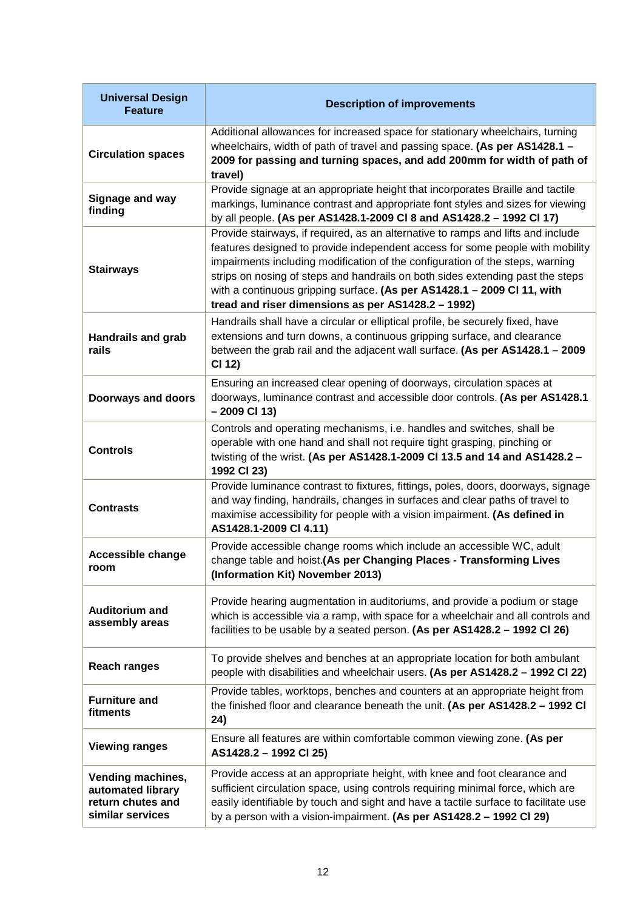| Universal Design Feature | Description of improvements |
|---|---|
| **Circulation spaces** | Additional allowances for increased space for stationary wheelchairs, turning wheelchairs, width of path of travel and passing space. **(As per AS1428.1 – 2009 for passing and turning spaces, and add 200mm for width of path of travel)** |
| **Signage and way finding** | Provide signage at an appropriate height that incorporates Braille and tactile markings, luminance contrast and appropriate font styles and sizes for viewing by all people. **(As per AS1428.1-2009 Cl 8 and AS1428.2 – 1992 Cl 17)** |
| **Stairways** | Provide stairways, if required, as an alternative to ramps and lifts and include features designed to provide independent access for some people with mobility impairments including modification of the configuration of the steps, warning strips on nosing of steps and handrails on both sides extending past the steps with a continuous gripping surface. **(As per AS1428.1 – 2009 Cl 11, with tread and riser dimensions as per AS1428.2 – 1992)** |
| **Handrails and grab rails** | Handrails shall have a circular or elliptical profile, be securely fixed, have extensions and turn downs, a continuous gripping surface, and clearance between the grab rail and the adjacent wall surface. **(As per AS1428.1 – 2009 Cl 12)** |
| **Doorways and doors** | Ensuring an increased clear opening of doorways, circulation spaces at doorways, luminance contrast and accessible door controls. **(As per AS1428.1 – 2009 Cl 13)** |
| **Controls** | Controls and operating mechanisms, i.e. handles and switches, shall be operable with one hand and shall not require tight grasping, pinching or twisting of the wrist. **(As per AS1428.1-2009 Cl 13.5 and 14 and AS1428.2 – 1992 Cl 23)** |
| **Contrasts** | Provide luminance contrast to fixtures, fittings, poles, doors, doorways, signage and way finding, handrails, changes in surfaces and clear paths of travel to maximise accessibility for people with a vision impairment. **(As defined in AS1428.1-2009 Cl 4.11)** |
| **Accessible change room** | Provide accessible change rooms which include an accessible WC, adult change table and hoist.**(As per Changing Places - Transforming Lives (Information Kit) November 2013)** |
| **Auditorium and assembly areas** | Provide hearing augmentation in auditoriums, and provide a podium or stage which is accessible via a ramp, with space for a wheelchair and all controls and facilities to be usable by a seated person. **(As per AS1428.2 – 1992 Cl 26)** |
| **Reach ranges** | To provide shelves and benches at an appropriate location for both ambulant people with disabilities and wheelchair users. **(As per AS1428.2 – 1992 Cl 22)** |
| **Furniture and fitments** | Provide tables, worktops, benches and counters at an appropriate height from the finished floor and clearance beneath the unit. **(As per AS1428.2 – 1992 Cl 24)** |
| **Viewing ranges** | Ensure all features are within comfortable common viewing zone. **(As per AS1428.2 – 1992 Cl 25)** |
| **Vending machines, automated library return chutes and similar services** | Provide access at an appropriate height, with knee and foot clearance and sufficient circulation space, using controls requiring minimal force, which are easily identifiable by touch and sight and have a tactile surface to facilitate use by a person with a vision-impairment. **(As per AS1428.2 – 1992 Cl 29)** |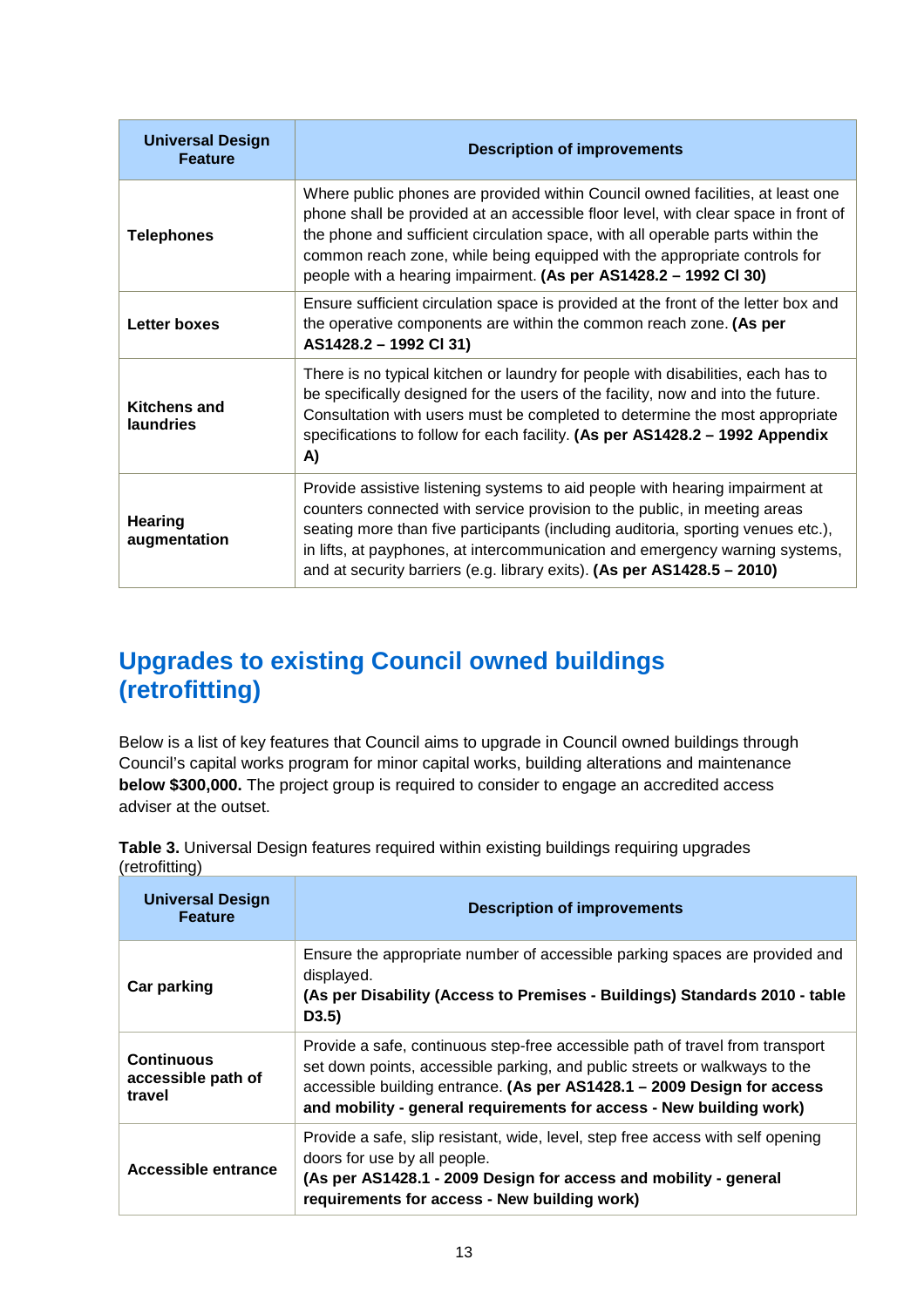| Universal Design Feature | Description of improvements |
|---|---|
| **Telephones** | Where public phones are provided within Council owned facilities, at least one phone shall be provided at an accessible floor level, with clear space in front of the phone and sufficient circulation space, with all operable parts within the common reach zone, while being equipped with the appropriate controls for people with a hearing impairment. **(As per AS1428.2 – 1992 Cl 30)** |
| **Letter boxes** | Ensure sufficient circulation space is provided at the front of the letter box and the operative components are within the common reach zone. **(As per AS1428.2 – 1992 Cl 31)** |
| **Kitchens and laundries** | There is no typical kitchen or laundry for people with disabilities, each has to be specifically designed for the users of the facility, now and into the future. Consultation with users must be completed to determine the most appropriate specifications to follow for each facility. **(As per AS1428.2 – 1992 Appendix A)** |
| **Hearing augmentation** | Provide assistive listening systems to aid people with hearing impairment at counters connected with service provision to the public, in meeting areas seating more than five participants (including auditoria, sporting venues etc.), in lifts, at payphones, at intercommunication and emergency warning systems, and at security barriers (e.g. library exits). **(As per AS1428.5 – 2010)** |

## Upgrades to existing Council owned buildings (retrofitting)

Below is a list of key features that Council aims to upgrade in Council owned buildings through Council's capital works program for minor capital works, building alterations and maintenance **below $300,000.** The project group is required to consider to engage an accredited access adviser at the outset.

**Table 3.** Universal Design features required within existing buildings requiring upgrades (retrofitting)

| Universal Design Feature | Description of improvements |
|---|---|
| **Car parking** | Ensure the appropriate number of accessible parking spaces are provided and displayed. **(As per Disability (Access to Premises - Buildings) Standards 2010 - table D3.5)** |
| **Continuous accessible path of travel** | Provide a safe, continuous step-free accessible path of travel from transport set down points, accessible parking, and public streets or walkways to the accessible building entrance. **(As per AS1428.1 – 2009 Design for access and mobility - general requirements for access - New building work)** |
| **Accessible entrance** | Provide a safe, slip resistant, wide, level, step free access with self opening doors for use by all people. **(As per AS1428.1 - 2009 Design for access and mobility - general requirements for access - New building work)** |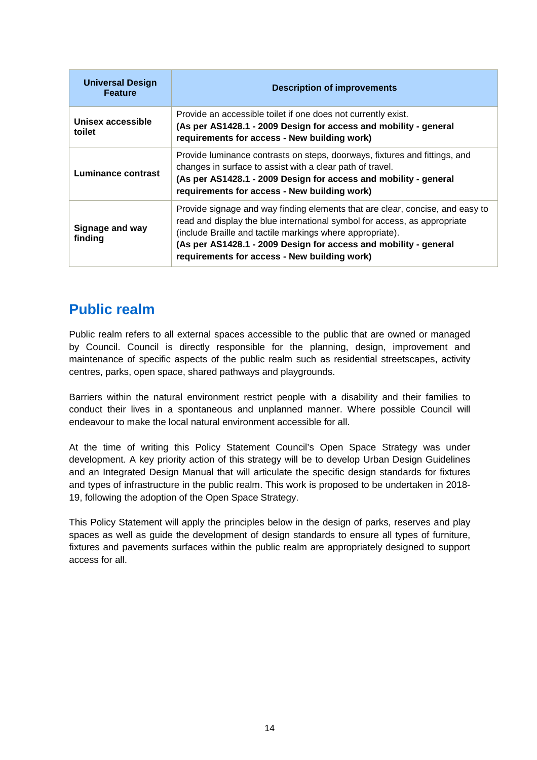| Universal Design Feature | Description of improvements |
| --- | --- |
| **Unisex accessible toilet** | Provide an accessible toilet if one does not currently exist. **(As per AS1428.1 - 2009 Design for access and mobility - general requirements for access - New building work)** |
| **Luminance contrast** | Provide luminance contrasts on steps, doorways, fixtures and fittings, and changes in surface to assist with a clear path of travel. **(As per AS1428.1 - 2009 Design for access and mobility - general requirements for access - New building work)** |
| **Signage and way finding** | Provide signage and way finding elements that are clear, concise, and easy to read and display the blue international symbol for access, as appropriate (include Braille and tactile markings where appropriate). **(As per AS1428.1 - 2009 Design for access and mobility - general requirements for access - New building work)** |

## Public realm

Public realm refers to all external spaces accessible to the public that are owned or managed by Council. Council is directly responsible for the planning, design, improvement and maintenance of specific aspects of the public realm such as residential streetscapes, activity centres, parks, open space, shared pathways and playgrounds.

Barriers within the natural environment restrict people with a disability and their families to conduct their lives in a spontaneous and unplanned manner. Where possible Council will endeavour to make the local natural environment accessible for all.

At the time of writing this Policy Statement Council's Open Space Strategy was under development. A key priority action of this strategy will be to develop Urban Design Guidelines and an Integrated Design Manual that will articulate the specific design standards for fixtures and types of infrastructure in the public realm. This work is proposed to be undertaken in 2018-19, following the adoption of the Open Space Strategy.

This Policy Statement will apply the principles below in the design of parks, reserves and play spaces as well as guide the development of design standards to ensure all types of furniture, fixtures and pavements surfaces within the public realm are appropriately designed to support access for all.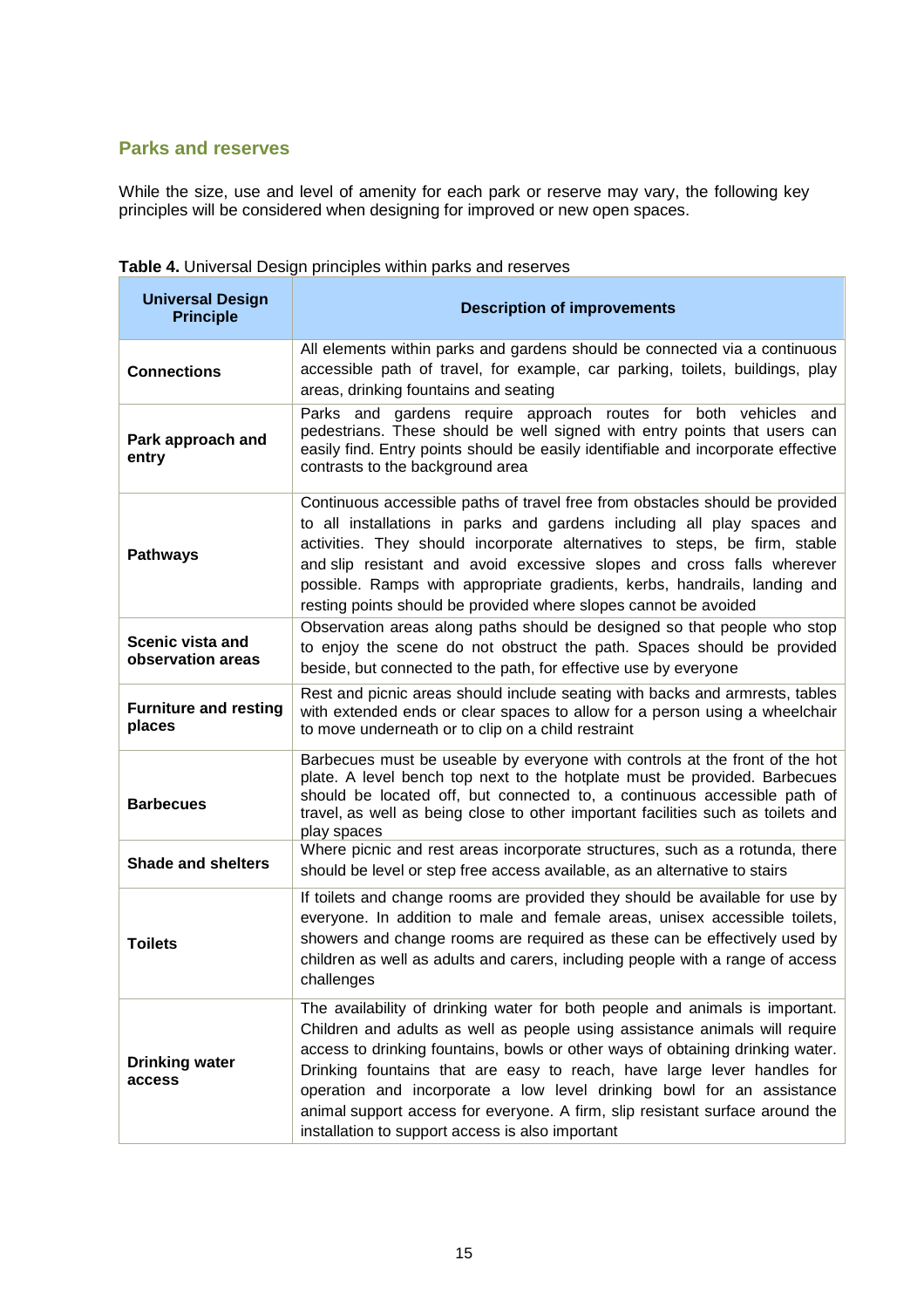## Parks and reserves

While the size, use and level of amenity for each park or reserve may vary, the following key principles will be considered when designing for improved or new open spaces.

**Table 4.** Universal Design principles within parks and reserves

| Universal Design Principle | Description of improvements |
|---|---|
| **Connections** | All elements within parks and gardens should be connected via a continuous accessible path of travel, for example, car parking, toilets, buildings, play areas, drinking fountains and seating |
| **Park approach and entry** | Parks and gardens require approach routes for both vehicles and pedestrians. These should be well signed with entry points that users can easily find. Entry points should be easily identifiable and incorporate effective contrasts to the background area |
| **Pathways** | Continuous accessible paths of travel free from obstacles should be provided to all installations in parks and gardens including all play spaces and activities. They should incorporate alternatives to steps, be firm, stable and slip resistant and avoid excessive slopes and cross falls wherever possible. Ramps with appropriate gradients, kerbs, handrails, landing and resting points should be provided where slopes cannot be avoided |
| **Scenic vista and observation areas** | Observation areas along paths should be designed so that people who stop to enjoy the scene do not obstruct the path. Spaces should be provided beside, but connected to the path, for effective use by everyone |
| **Furniture and resting places** | Rest and picnic areas should include seating with backs and armrests, tables with extended ends or clear spaces to allow for a person using a wheelchair to move underneath or to clip on a child restraint |
| **Barbecues** | Barbecues must be useable by everyone with controls at the front of the hot plate. A level bench top next to the hotplate must be provided. Barbecues should be located off, but connected to, a continuous accessible path of travel, as well as being close to other important facilities such as toilets and play spaces |
| **Shade and shelters** | Where picnic and rest areas incorporate structures, such as a rotunda, there should be level or step free access available, as an alternative to stairs |
| **Toilets** | If toilets and change rooms are provided they should be available for use by everyone. In addition to male and female areas, unisex accessible toilets, showers and change rooms are required as these can be effectively used by children as well as adults and carers, including people with a range of access challenges |
| **Drinking water access** | The availability of drinking water for both people and animals is important. Children and adults as well as people using assistance animals will require access to drinking fountains, bowls or other ways of obtaining drinking water. Drinking fountains that are easy to reach, have large lever handles for operation and incorporate a low level drinking bowl for an assistance animal support access for everyone. A firm, slip resistant surface around the installation to support access is also important |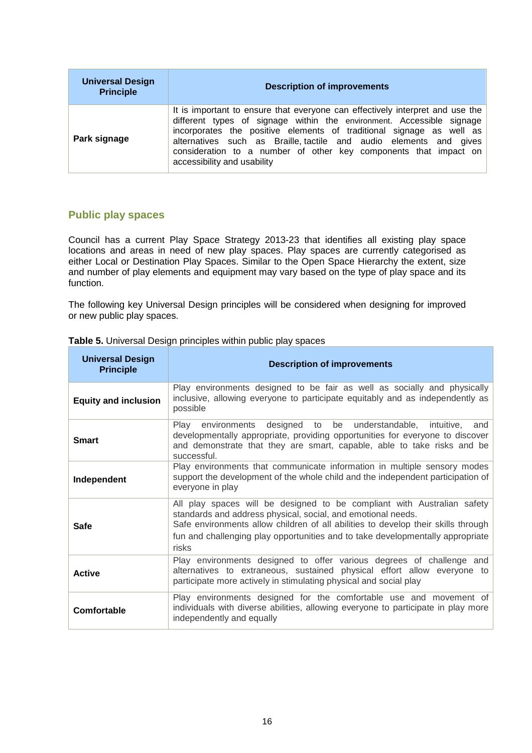| Universal Design Principle | Description of improvements |
| --- | --- |
| **Park signage** | It is important to ensure that everyone can effectively interpret and use the different types of signage within the environment. Accessible signage incorporates the positive elements of traditional signage as well as alternatives such as Braille, tactile and audio elements and gives consideration to a number of other key components that impact on accessibility and usability |

## Public play spaces

Council has a current Play Space Strategy 2013-23 that identifies all existing play space locations and areas in need of new play spaces. Play spaces are currently categorised as either Local or Destination Play Spaces. Similar to the Open Space Hierarchy the extent, size and number of play elements and equipment may vary based on the type of play space and its function.

The following key Universal Design principles will be considered when designing for improved or new public play spaces.

**Table 5.** Universal Design principles within public play spaces

| Universal Design Principle | Description of improvements |
| --- | --- |
| **Equity and inclusion** | Play environments designed to be fair as well as socially and physically inclusive, allowing everyone to participate equitably and as independently as possible |
| **Smart** | Play environments designed to be understandable, intuitive, and developmentally appropriate, providing opportunities for everyone to discover and demonstrate that they are smart, capable, able to take risks and be successful. |
| **Independent** | Play environments that communicate information in multiple sensory modes support the development of the whole child and the independent participation of everyone in play |
| **Safe** | All play spaces will be designed to be compliant with Australian safety standards and address physical, social, and emotional needs.<br>Safe environments allow children of all abilities to develop their skills through fun and challenging play opportunities and to take developmentally appropriate risks |
| **Active** | Play environments designed to offer various degrees of challenge and alternatives to extraneous, sustained physical effort allow everyone to participate more actively in stimulating physical and social play |
| **Comfortable** | Play environments designed for the comfortable use and movement of individuals with diverse abilities, allowing everyone to participate in play more independently and equally |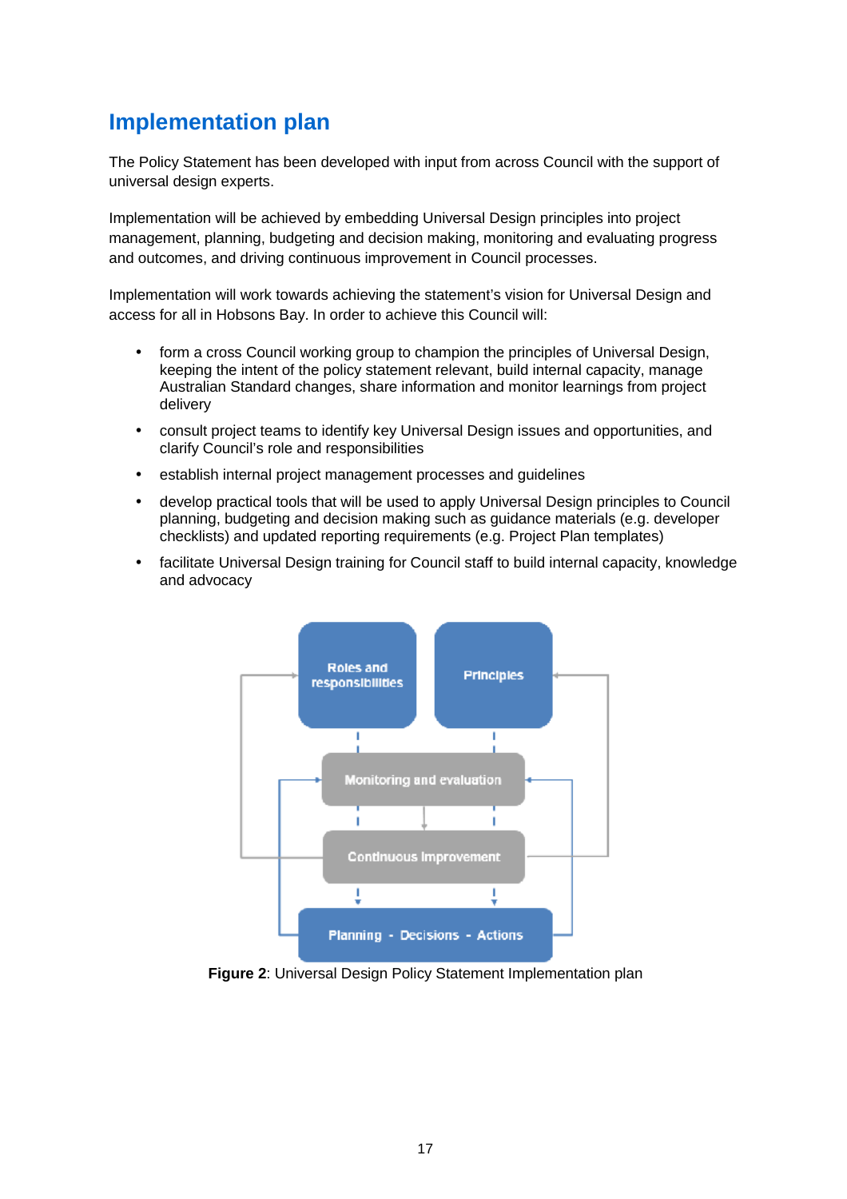## Implementation plan

The Policy Statement has been developed with input from across Council with the support of universal design experts.

Implementation will be achieved by embedding Universal Design principles into project management, planning, budgeting and decision making, monitoring and evaluating progress and outcomes, and driving continuous improvement in Council processes.

Implementation will work towards achieving the statement's vision for Universal Design and access for all in Hobsons Bay. In order to achieve this Council will:

- form a cross Council working group to champion the principles of Universal Design, keeping the intent of the policy statement relevant, build internal capacity, manage Australian Standard changes, share information and monitor learnings from project delivery
- consult project teams to identify key Universal Design issues and opportunities, and clarify Council's role and responsibilities
- establish internal project management processes and guidelines
- develop practical tools that will be used to apply Universal Design principles to Council planning, budgeting and decision making such as guidance materials (e.g. developer checklists) and updated reporting requirements (e.g. Project Plan templates)
- facilitate Universal Design training for Council staff to build internal capacity, knowledge and advocacy

**Figure 2**: Universal Design Policy Statement Implementation plan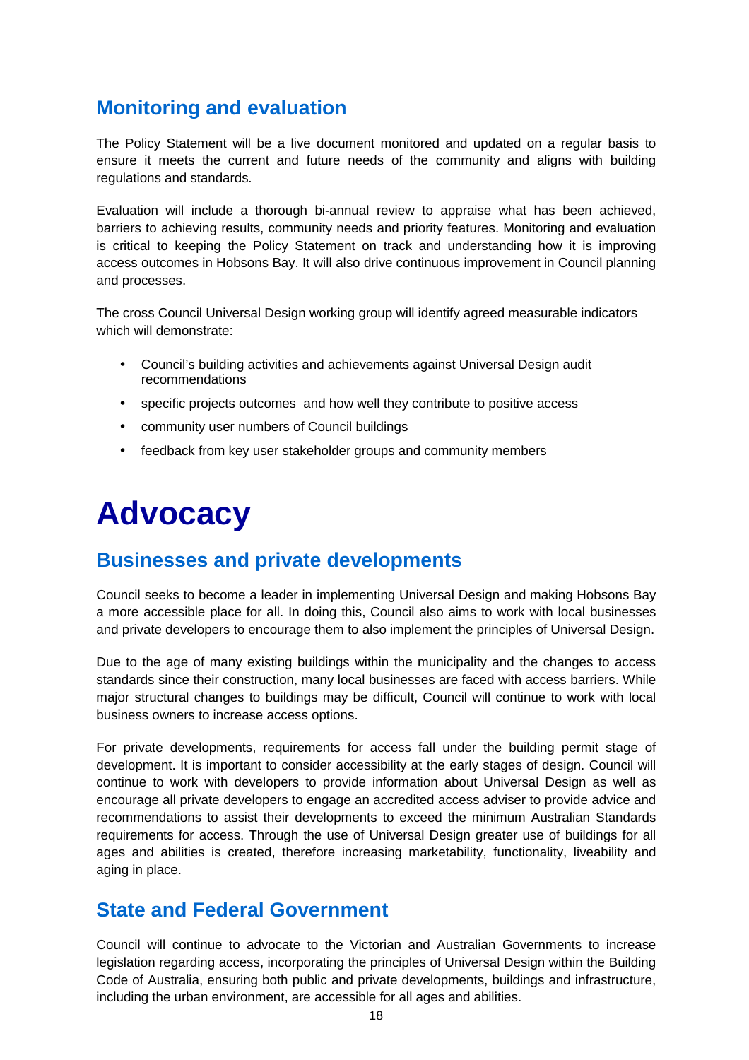## Monitoring and evaluation

The Policy Statement will be a live document monitored and updated on a regular basis to ensure it meets the current and future needs of the community and aligns with building regulations and standards.

Evaluation will include a thorough bi-annual review to appraise what has been achieved, barriers to achieving results, community needs and priority features. Monitoring and evaluation is critical to keeping the Policy Statement on track and understanding how it is improving access outcomes in Hobsons Bay. It will also drive continuous improvement in Council planning and processes.

The cross Council Universal Design working group will identify agreed measurable indicators which will demonstrate:

- Council's building activities and achievements against Universal Design audit recommendations
- specific projects outcomes and how well they contribute to positive access
- community user numbers of Council buildings
- feedback from key user stakeholder groups and community members

# Advocacy

## Businesses and private developments

Council seeks to become a leader in implementing Universal Design and making Hobsons Bay a more accessible place for all. In doing this, Council also aims to work with local businesses and private developers to encourage them to also implement the principles of Universal Design.

Due to the age of many existing buildings within the municipality and the changes to access standards since their construction, many local businesses are faced with access barriers. While major structural changes to buildings may be difficult, Council will continue to work with local business owners to increase access options.

For private developments, requirements for access fall under the building permit stage of development. It is important to consider accessibility at the early stages of design. Council will continue to work with developers to provide information about Universal Design as well as encourage all private developers to engage an accredited access adviser to provide advice and recommendations to assist their developments to exceed the minimum Australian Standards requirements for access. Through the use of Universal Design greater use of buildings for all ages and abilities is created, therefore increasing marketability, functionality, liveability and aging in place.

## State and Federal Government

Council will continue to advocate to the Victorian and Australian Governments to increase legislation regarding access, incorporating the principles of Universal Design within the Building Code of Australia, ensuring both public and private developments, buildings and infrastructure, including the urban environment, are accessible for all ages and abilities.